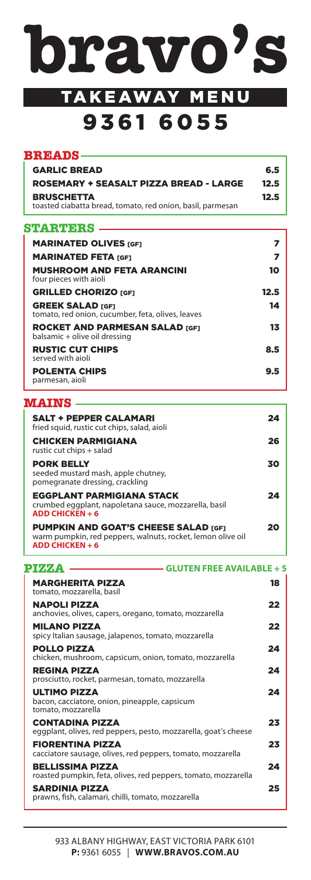# bravo's

## TAKEAWAY MENU

## 9361 6055

### BREADS

**GARLIC BREAD** 6.5

**ROSEMARY + SEASALT PIZZA BREAD - LARGE** 12.5

**BRUSCHETTA** 12.5
toasted ciabatta bread, tomato, red onion, basil, parmesan

### STARTERS

**MARINATED OLIVES [GF]** 7

**MARINATED FETA [GF]** 7

**MUSHROOM AND FETA ARANCINI** 10
four pieces with aioli

**GRILLED CHORIZO [GF]** 12.5

**GREEK SALAD [GF]** 14
tomato, red onion, cucumber, feta, olives, leaves

**ROCKET AND PARMESAN SALAD [GF]** 13
balsamic + olive oil dressing

**RUSTIC CUT CHIPS** 8.5
served with aioli

**POLENTA CHIPS** 9.5
parmesan, aioli

### MAINS

**SALT + PEPPER CALAMARI** 24
fried squid, rustic cut chips, salad, aioli

**CHICKEN PARMIGIANA** 26
rustic cut chips + salad

**PORK BELLY** 30
seeded mustard mash, apple chutney, pomegranate dressing, crackling

**EGGPLANT PARMIGIANA STACK** 24
crumbed eggplant, napoletana sauce, mozzarella, basil
**ADD CHICKEN + 6**

**PUMPKIN AND GOAT'S CHEESE SALAD [GF]** 20
warm pumpkin, red peppers, walnuts, rocket, lemon olive oil
**ADD CHICKEN + 6**

### PIZZA — GLUTEN FREE AVAILABLE + 5

**MARGHERITA PIZZA** 18
tomato, mozzarella, basil

**NAPOLI PIZZA** 22
anchovies, olives, capers, oregano, tomato, mozzarella

**MILANO PIZZA** 22
spicy Italian sausage, jalapenos, tomato, mozzarella

**POLLO PIZZA** 24
chicken, mushroom, capsicum, onion, tomato, mozzarella

**REGINA PIZZA** 24
prosciutto, rocket, parmesan, tomato, mozzarella

**ULTIMO PIZZA** 24
bacon, cacciatore, onion, pineapple, capsicum tomato, mozzarella

**CONTADINA PIZZA** 23
eggplant, olives, red peppers, pesto, mozzarella, goat's cheese

**FIORENTINA PIZZA** 23
cacciatore sausage, olives, red peppers, tomato, mozzarella

**BELLISSIMA PIZZA** 24
roasted pumpkin, feta, olives, red peppers, tomato, mozzarella

**SARDINIA PIZZA** 25
prawns, fish, calamari, chilli, tomato, mozzarella

933 ALBANY HIGHWAY, EAST VICTORIA PARK 6101
**P:** 9361 6055 | **WWW.BRAVOS.COM.AU**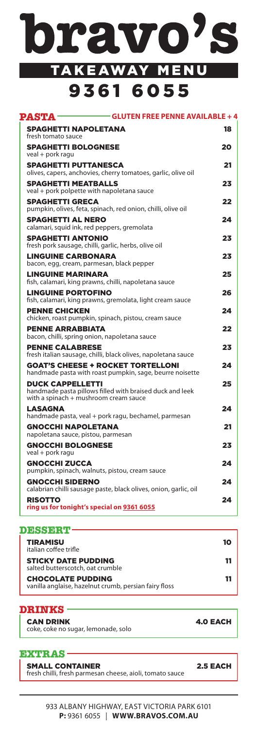# bravo's

## TAKEAWAY MENU

## 9361 6055

## PASTA — GLUTEN FREE PENNE AVAILABLE + 4

**SPAGHETTI NAPOLETANA** — 18
fresh tomato sauce

**SPAGHETTI BOLOGNESE** — 20
veal + pork ragu

**SPAGHETTI PUTTANESCA** — 21
olives, capers, anchovies, cherry tomatoes, garlic, olive oil

**SPAGHETTI MEATBALLS** — 23
veal + pork polpette with napoletana sauce

**SPAGHETTI GRECA** — 22
pumpkin, olives, feta, spinach, red onion, chilli, olive oil

**SPAGHETTI AL NERO** — 24
calamari, squid ink, red peppers, gremolata

**SPAGHETTI ANTONIO** — 23
fresh pork sausage, chilli, garlic, herbs, olive oil

**LINGUINE CARBONARA** — 23
bacon, egg, cream, parmesan, black pepper

**LINGUINE MARINARA** — 25
fish, calamari, king prawns, chilli, napoletana sauce

**LINGUINE PORTOFINO** — 26
fish, calamari, king prawns, gremolata, light cream sauce

**PENNE CHICKEN** — 24
chicken, roast pumpkin, spinach, pistou, cream sauce

**PENNE ARRABBIATA** — 22
bacon, chilli, spring onion, napoletana sauce

**PENNE CALABRESE** — 23
fresh italian sausage, chilli, black olives, napoletana sauce

**GOAT'S CHEESE + ROCKET TORTELLONI** — 24
handmade pasta with roast pumpkin, sage, beurre noisette

**DUCK CAPPELLETTI** — 25
handmade pasta pillows filled with braised duck and leek with a spinach + mushroom cream sauce

**LASAGNA** — 24
handmade pasta, veal + pork ragu, bechamel, parmesan

**GNOCCHI NAPOLETANA** — 21
napoletana sauce, pistou, parmesan

**GNOCCHI BOLOGNESE** — 23
veal + pork ragu

**GNOCCHI ZUCCA** — 24
pumpkin, spinach, walnuts, pistou, cream sauce

**GNOCCHI SIDERNO** — 24
calabrian chilli sausage paste, black olives, onion, garlic, oil

**RISOTTO** — 24
ring us for tonight's special on 9361 6055

## DESSERT

**TIRAMISU** — 10
italian coffee trifle

**STICKY DATE PUDDING** — 11
salted butterscotch, oat crumble

**CHOCOLATE PUDDING** — 11
vanilla anglaise, hazelnut crumb, persian fairy floss

## DRINKS

**CAN DRINK** — 4.0 EACH
coke, coke no sugar, lemonade, solo

## EXTRAS

**SMALL CONTAINER** — 2.5 EACH
fresh chilli, fresh parmesan cheese, aioli, tomato sauce

933 ALBANY HIGHWAY, EAST VICTORIA PARK 6101
**P:** 9361 6055 | **WWW.BRAVOS.COM.AU**